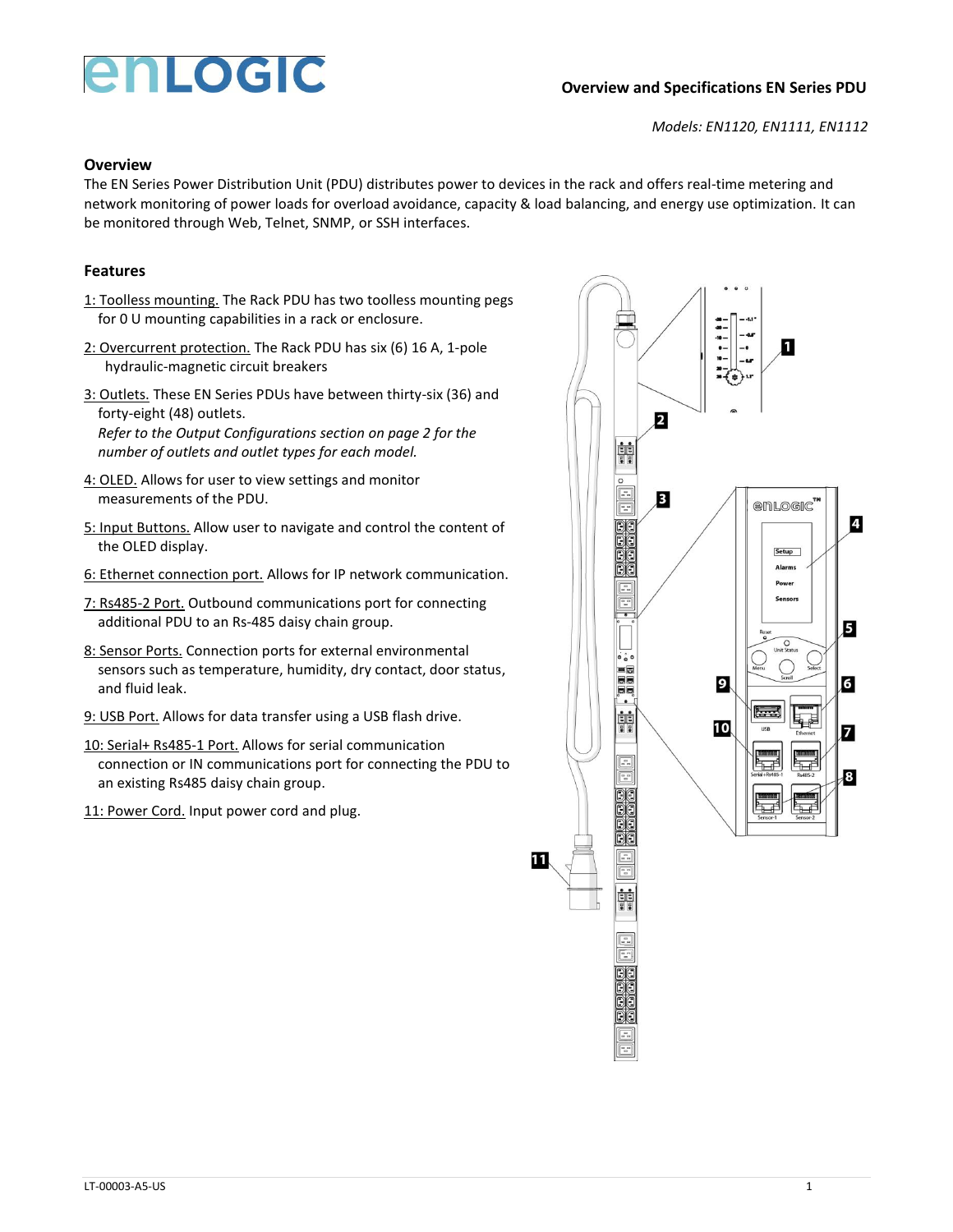# Overview and Specifications EN Series PDU

*Models: EN1120, EN1111, EN1112*

## Overview

The EN Series Power Distribution Unit (PDU) distributes power to devices in the rack and offers real-time metering and network monitoring of power loads for overload avoidance, capacity & load balancing, and energy use optimization. It can be monitored through Web, Telnet, SNMP, or SSH interfaces.

## Features

1: Toolless mounting. The Rack PDU has two toolless mounting pegs for 0 U mounting capabilities in a rack or enclosure.

2: Overcurrent protection. The Rack PDU has six (6) 16 A, 1-pole hydraulic-magnetic circuit breakers

3: Outlets. These EN Series PDUs have between thirty-six (36) and forty-eight (48) outlets.
*Refer to the Output Configurations section on page 2 for the number of outlets and outlet types for each model.*

4: OLED. Allows for user to view settings and monitor measurements of the PDU.

5: Input Buttons. Allow user to navigate and control the content of the OLED display.

6: Ethernet connection port. Allows for IP network communication.

7: Rs485-2 Port. Outbound communications port for connecting additional PDU to an Rs-485 daisy chain group.

8: Sensor Ports. Connection ports for external environmental sensors such as temperature, humidity, dry contact, door status, and fluid leak.

9: USB Port. Allows for data transfer using a USB flash drive.

10: Serial+ Rs485-1 Port. Allows for serial communication connection or IN communications port for connecting the PDU to an existing Rs485 daisy chain group.

11: Power Cord. Input power cord and plug.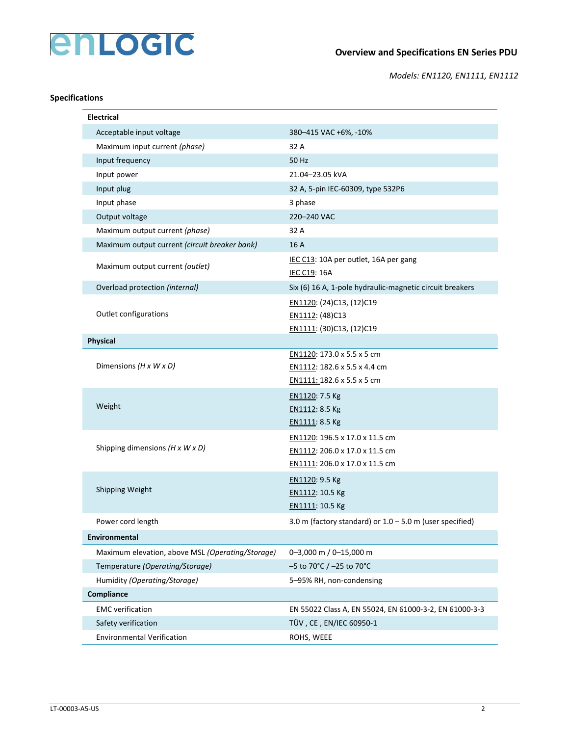# ENLOGIC

**Overview and Specifications EN Series PDU**

*Models: EN1120, EN1111, EN1112*

## Specifications

| | |
|---|---|
| **Electrical** | |
| Acceptable input voltage | 380–415 VAC +6%, -10% |
| Maximum input current *(phase)* | 32 A |
| Input frequency | 50 Hz |
| Input power | 21.04–23.05 kVA |
| Input plug | 32 A, 5-pin IEC-60309, type 532P6 |
| Input phase | 3 phase |
| Output voltage | 220–240 VAC |
| Maximum output current *(phase)* | 32 A |
| Maximum output current *(circuit breaker bank)* | 16 A |
| Maximum output current *(outlet)* | IEC C13: 10A per outlet, 16A per gang<br>IEC C19: 16A |
| Overload protection *(internal)* | Six (6) 16 A, 1-pole hydraulic-magnetic circuit breakers |
| Outlet configurations | EN1120: (24)C13, (12)C19<br>EN1112: (48)C13<br>EN1111: (30)C13, (12)C19 |
| **Physical** | |
| Dimensions *(H x W x D)* | EN1120: 173.0 x 5.5 x 5 cm<br>EN1112: 182.6 x 5.5 x 4.4 cm<br>EN1111: 182.6 x 5.5 x 5 cm |
| Weight | EN1120: 7.5 Kg<br>EN1112: 8.5 Kg<br>EN1111: 8.5 Kg |
| Shipping dimensions *(H x W x D)* | EN1120: 196.5 x 17.0 x 11.5 cm<br>EN1112: 206.0 x 17.0 x 11.5 cm<br>EN1111: 206.0 x 17.0 x 11.5 cm |
| Shipping Weight | EN1120: 9.5 Kg<br>EN1112: 10.5 Kg<br>EN1111: 10.5 Kg |
| Power cord length | 3.0 m (factory standard) or 1.0 – 5.0 m (user specified) |
| **Environmental** | |
| Maximum elevation, above MSL *(Operating/Storage)* | 0–3,000 m / 0–15,000 m |
| Temperature *(Operating/Storage)* | –5 to 70°C / –25 to 70°C |
| Humidity *(Operating/Storage)* | 5–95% RH, non-condensing |
| **Compliance** | |
| EMC verification | EN 55022 Class A, EN 55024, EN 61000-3-2, EN 61000-3-3 |
| Safety verification | TÜV , CE , EN/IEC 60950-1 |
| Environmental Verification | ROHS, WEEE |

LT-00003-A5-US